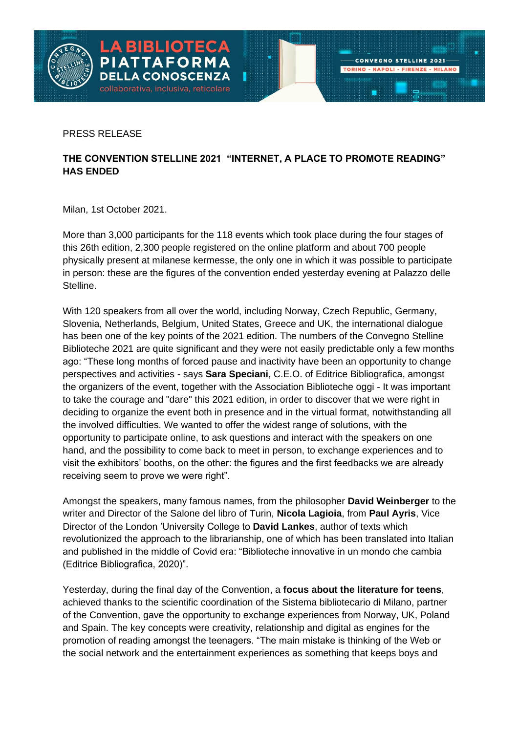PRESS RELEASE

**THE CONVENTION STELLINE 2021 "INTERNET, A PLACE TO PROMOTE READING" HAS ENDED**

Milan, 1st October 2021.

More than 3,000 participants for the 118 events which took place during the four stages of this 26th edition, 2,300 people registered on the online platform and about 700 people physically present at milanese kermesse, the only one in which it was possible to participate in person: these are the figures of the convention ended yesterday evening at Palazzo delle Stelline.

With 120 speakers from all over the world, including Norway, Czech Republic, Germany, Slovenia, Netherlands, Belgium, United States, Greece and UK, the international dialogue has been one of the key points of the 2021 edition. The numbers of the Convegno Stelline Biblioteche 2021 are quite significant and they were not easily predictable only a few months ago: "These long months of forced pause and inactivity have been an opportunity to change perspectives and activities - says **Sara Speciani**, C.E.O. of Editrice Bibliografica, amongst the organizers of the event, together with the Association Biblioteche oggi - It was important to take the courage and "dare" this 2021 edition, in order to discover that we were right in deciding to organize the event both in presence and in the virtual format, notwithstanding all the involved difficulties. We wanted to offer the widest range of solutions, with the opportunity to participate online, to ask questions and interact with the speakers on one hand, and the possibility to come back to meet in person, to exchange experiences and to visit the exhibitors' booths, on the other: the figures and the first feedbacks we are already receiving seem to prove we were right".

Amongst the speakers, many famous names, from the philosopher **David Weinberger** to the writer and Director of the Salone del libro of Turin, **Nicola Lagioia**, from **Paul Ayris**, Vice Director of the London 'University College to **David Lankes**, author of texts which revolutionized the approach to the librarianship, one of which has been translated into Italian and published in the middle of Covid era: "Biblioteche innovative in un mondo che cambia (Editrice Bibliografica, 2020)".

Yesterday, during the final day of the Convention, a **focus about the literature for teens**, achieved thanks to the scientific coordination of the Sistema bibliotecario di Milano, partner of the Convention, gave the opportunity to exchange experiences from Norway, UK, Poland and Spain. The key concepts were creativity, relationship and digital as engines for the promotion of reading amongst the teenagers. "The main mistake is thinking of the Web or the social network and the entertainment experiences as something that keeps boys and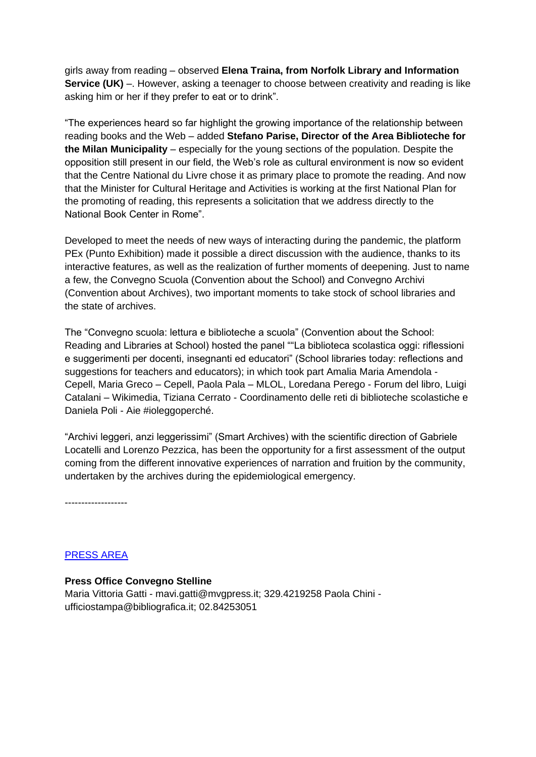girls away from reading – observed **Elena Traina, from Norfolk Library and Information Service (UK)** –. However, asking a teenager to choose between creativity and reading is like asking him or her if they prefer to eat or to drink".

"The experiences heard so far highlight the growing importance of the relationship between reading books and the Web – added **Stefano Parise, Director of the Area Biblioteche for the Milan Municipality** – especially for the young sections of the population. Despite the opposition still present in our field, the Web's role as cultural environment is now so evident that the Centre National du Livre chose it as primary place to promote the reading. And now that the Minister for Cultural Heritage and Activities is working at the first National Plan for the promoting of reading, this represents a solicitation that we address directly to the National Book Center in Rome".

Developed to meet the needs of new ways of interacting during the pandemic, the platform PEx (Punto Exhibition) made it possible a direct discussion with the audience, thanks to its interactive features, as well as the realization of further moments of deepening. Just to name a few, the Convegno Scuola (Convention about the School) and Convegno Archivi (Convention about Archives), two important moments to take stock of school libraries and the state of archives.

The "Convegno scuola: lettura e biblioteche a scuola" (Convention about the School: Reading and Libraries at School) hosted the panel ""La biblioteca scolastica oggi: riflessioni e suggerimenti per docenti, insegnanti ed educatori" (School libraries today: reflections and suggestions for teachers and educators); in which took part Amalia Maria Amendola - Cepell, Maria Greco – Cepell, Paola Pala – MLOL, Loredana Perego - Forum del libro, Luigi Catalani – Wikimedia, Tiziana Cerrato - Coordinamento delle reti di biblioteche scolastiche e Daniela Poli - Aie #ioleggoperché.

"Archivi leggeri, anzi leggerissimi" (Smart Archives) with the scientific direction of Gabriele Locatelli and Lorenzo Pezzica, has been the opportunity for a first assessment of the output coming from the different innovative experiences of narration and fruition by the community, undertaken by the archives during the epidemiological emergency.

-------------------

PRESS AREA

**Press Office Convegno Stelline**
Maria Vittoria Gatti - mavi.gatti@mvgpress.it; 329.4219258 Paola Chini - ufficiostampa@bibliografica.it; 02.84253051